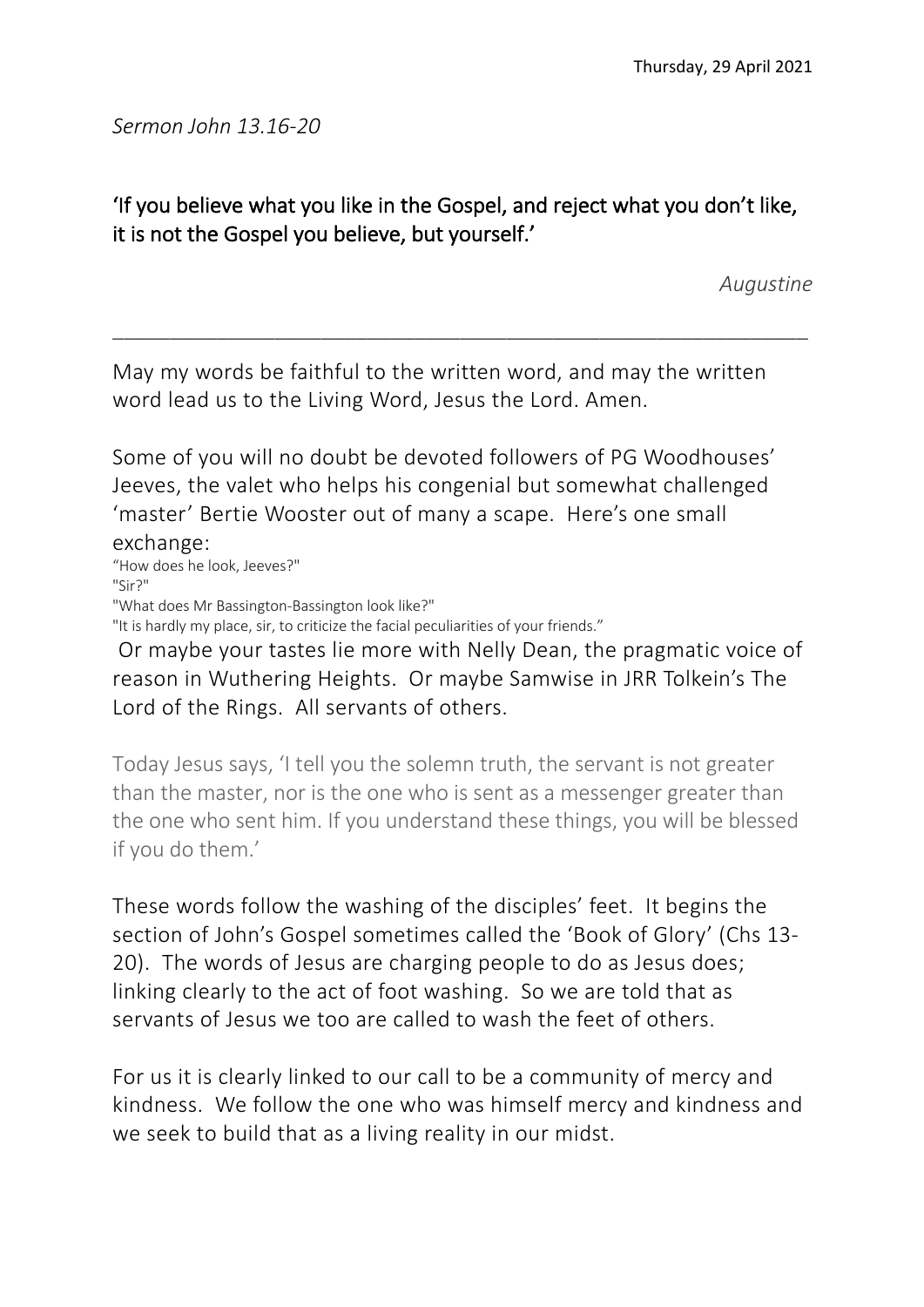Thursday, 29 April 2021

*Sermon John 13.16-20*

'If you believe what you like in the Gospel, and reject what you don't like, it is not the Gospel you believe, but yourself.'

*Augustine*

---

May my words be faithful to the written word, and may the written word lead us to the Living Word, Jesus the Lord. Amen.

Some of you will no doubt be devoted followers of PG Woodhouses' Jeeves, the valet who helps his congenial but somewhat challenged 'master' Bertie Wooster out of many a scape. Here's one small exchange:

"How does he look, Jeeves?"
"Sir?"
"What does Mr Bassington-Bassington look like?"
"It is hardly my place, sir, to criticize the facial peculiarities of your friends."

Or maybe your tastes lie more with Nelly Dean, the pragmatic voice of reason in Wuthering Heights. Or maybe Samwise in JRR Tolkein's The Lord of the Rings. All servants of others.

Today Jesus says, 'I tell you the solemn truth, the servant is not greater than the master, nor is the one who is sent as a messenger greater than the one who sent him. If you understand these things, you will be blessed if you do them.'

These words follow the washing of the disciples' feet. It begins the section of John's Gospel sometimes called the 'Book of Glory' (Chs 13-20). The words of Jesus are charging people to do as Jesus does; linking clearly to the act of foot washing. So we are told that as servants of Jesus we too are called to wash the feet of others.

For us it is clearly linked to our call to be a community of mercy and kindness. We follow the one who was himself mercy and kindness and we seek to build that as a living reality in our midst.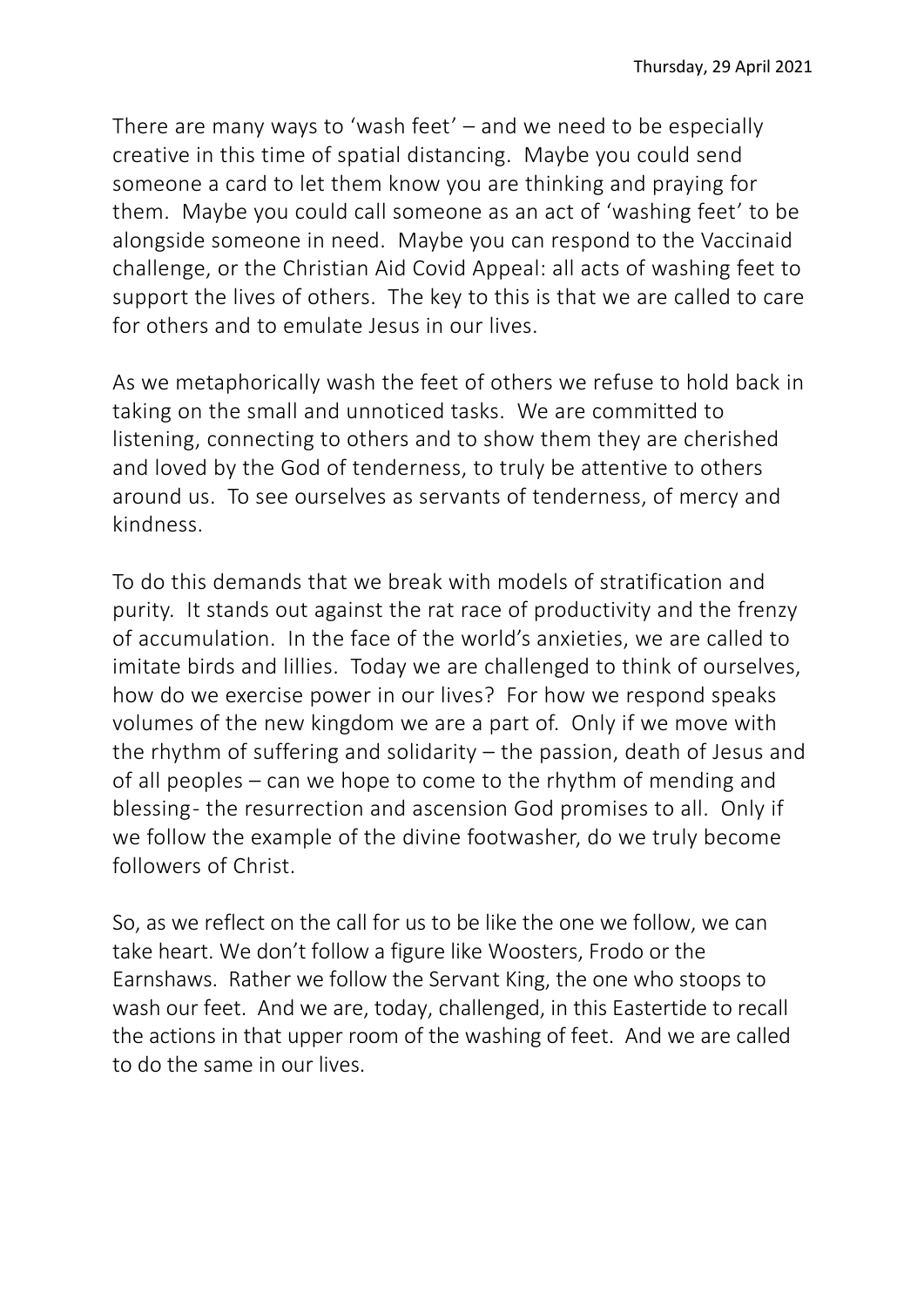There are many ways to 'wash feet' – and we need to be especially creative in this time of spatial distancing. Maybe you could send someone a card to let them know you are thinking and praying for them. Maybe you could call someone as an act of 'washing feet' to be alongside someone in need. Maybe you can respond to the Vaccinaid challenge, or the Christian Aid Covid Appeal: all acts of washing feet to support the lives of others. The key to this is that we are called to care for others and to emulate Jesus in our lives.

As we metaphorically wash the feet of others we refuse to hold back in taking on the small and unnoticed tasks. We are committed to listening, connecting to others and to show them they are cherished and loved by the God of tenderness, to truly be attentive to others around us. To see ourselves as servants of tenderness, of mercy and kindness.

To do this demands that we break with models of stratification and purity. It stands out against the rat race of productivity and the frenzy of accumulation. In the face of the world's anxieties, we are called to imitate birds and lillies. Today we are challenged to think of ourselves, how do we exercise power in our lives? For how we respond speaks volumes of the new kingdom we are a part of. Only if we move with the rhythm of suffering and solidarity – the passion, death of Jesus and of all peoples – can we hope to come to the rhythm of mending and blessing- the resurrection and ascension God promises to all. Only if we follow the example of the divine footwasher, do we truly become followers of Christ.

So, as we reflect on the call for us to be like the one we follow, we can take heart. We don't follow a figure like Woosters, Frodo or the Earnshaws. Rather we follow the Servant King, the one who stoops to wash our feet. And we are, today, challenged, in this Eastertide to recall the actions in that upper room of the washing of feet. And we are called to do the same in our lives.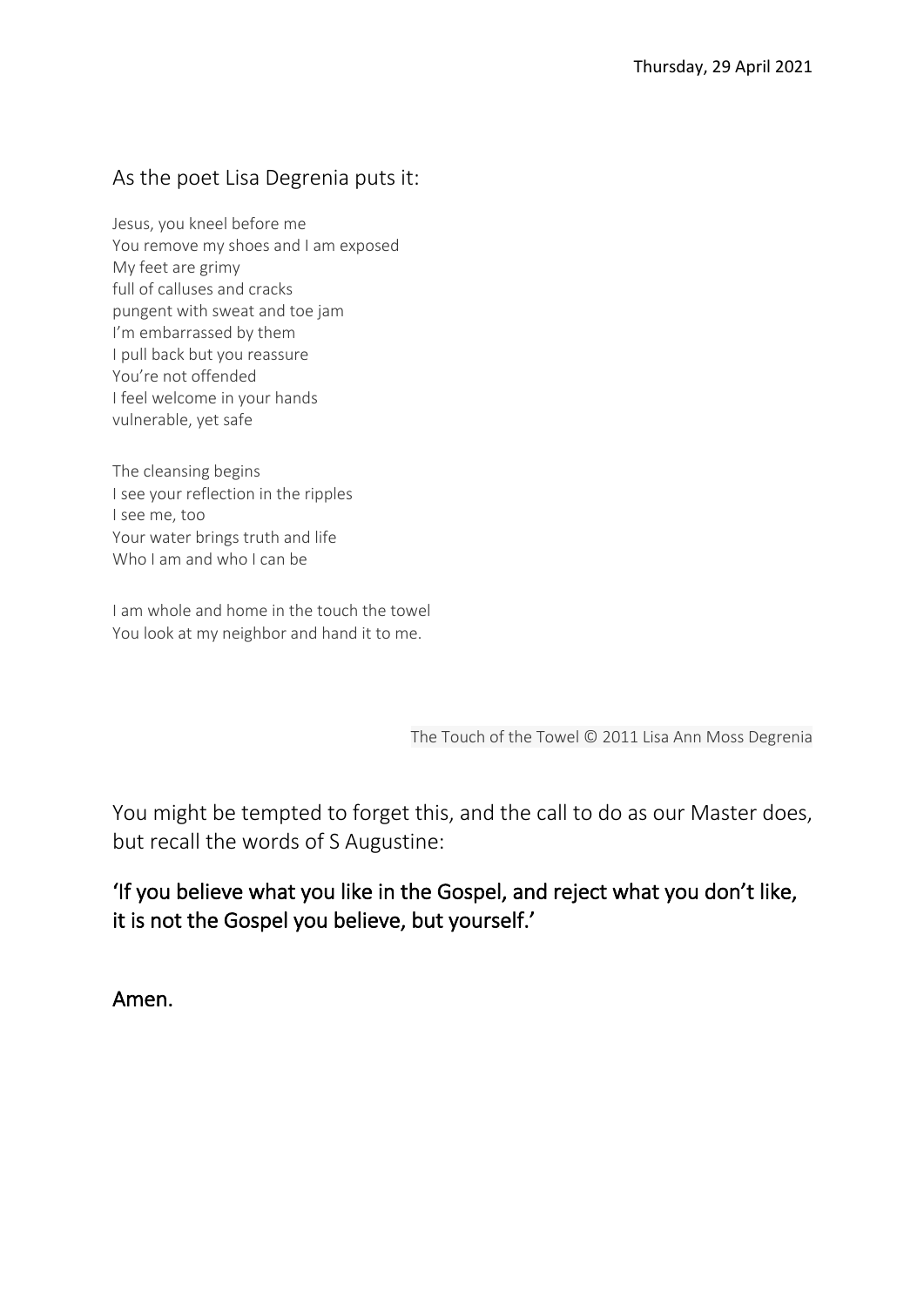Thursday, 29 April 2021

As the poet Lisa Degrenia puts it:

Jesus, you kneel before me  
You remove my shoes and I am exposed  
My feet are grimy  
full of calluses and cracks  
pungent with sweat and toe jam  
I'm embarrassed by them  
I pull back but you reassure  
You're not offended  
I feel welcome in your hands  
vulnerable, yet safe

The cleansing begins  
I see your reflection in the ripples  
I see me, too  
Your water brings truth and life  
Who I am and who I can be

I am whole and home in the touch the towel  
You look at my neighbor and hand it to me.

The Touch of the Towel © 2011 Lisa Ann Moss Degrenia

You might be tempted to forget this, and the call to do as our Master does, but recall the words of S Augustine:

'If you believe what you like in the Gospel, and reject what you don't like, it is not the Gospel you believe, but yourself.'

Amen.